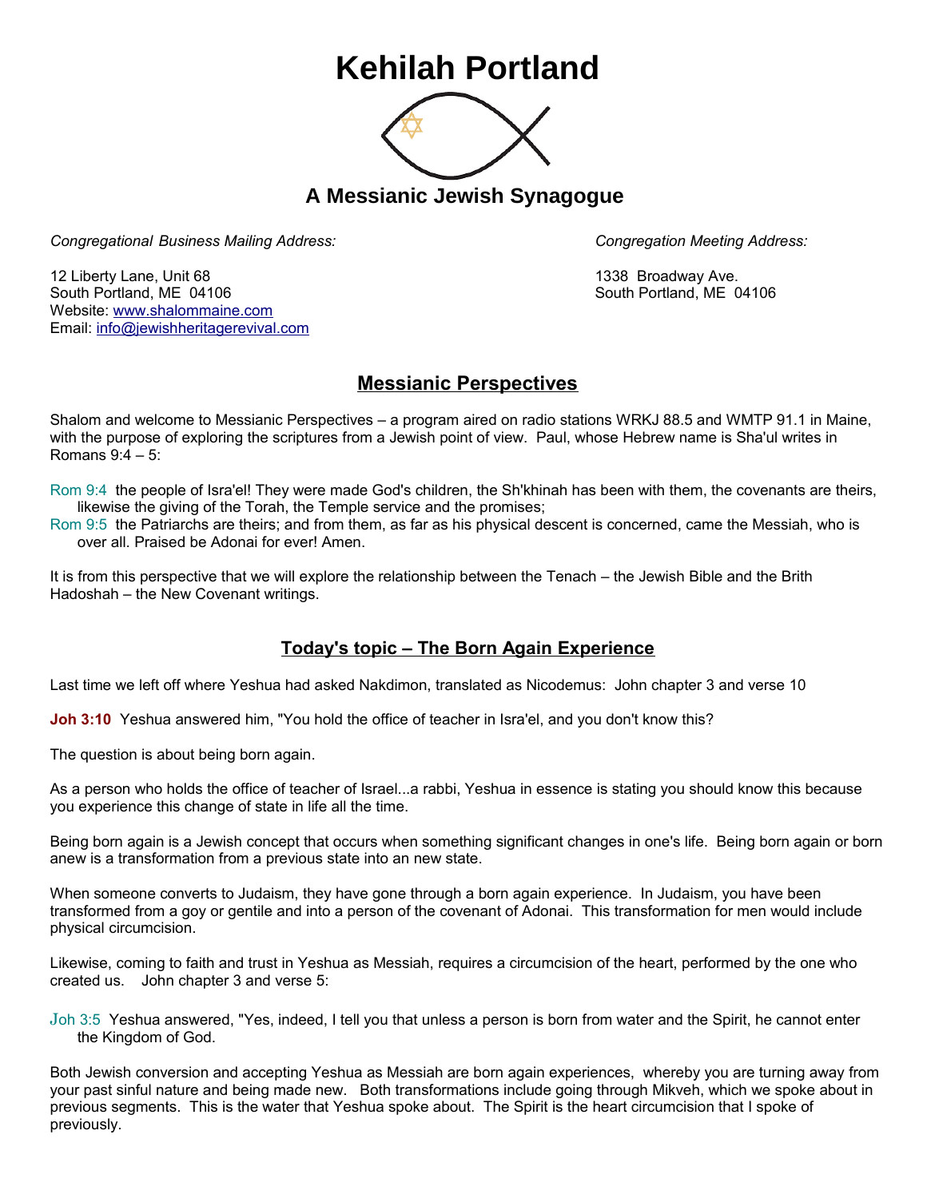# Kehilah Portland

## A Messianic Jewish Synagogue

*Congregational Business Mailing Address:*

12 Liberty Lane, Unit 68
South Portland, ME 04106
Website: www.shalommaine.com
Email: info@jewishheritagerevival.com

*Congregation Meeting Address:*

1338 Broadway Ave.
South Portland, ME 04106

## Messianic Perspectives

Shalom and welcome to Messianic Perspectives – a program aired on radio stations WRKJ 88.5 and WMTP 91.1 in Maine, with the purpose of exploring the scriptures from a Jewish point of view. Paul, whose Hebrew name is Sha'ul writes in Romans 9:4 – 5:

Rom 9:4 the people of Isra'el! They were made God's children, the Sh'khinah has been with them, the covenants are theirs, likewise the giving of the Torah, the Temple service and the promises;
Rom 9:5 the Patriarchs are theirs; and from them, as far as his physical descent is concerned, came the Messiah, who is over all. Praised be Adonai for ever! Amen.

It is from this perspective that we will explore the relationship between the Tenach – the Jewish Bible and the Brith Hadoshah – the New Covenant writings.

## Today's topic – The Born Again Experience

Last time we left off where Yeshua had asked Nakdimon, translated as Nicodemus: John chapter 3 and verse 10

**Joh 3:10** Yeshua answered him, "You hold the office of teacher in Isra'el, and you don't know this?

The question is about being born again.

As a person who holds the office of teacher of Israel...a rabbi, Yeshua in essence is stating you should know this because you experience this change of state in life all the time.

Being born again is a Jewish concept that occurs when something significant changes in one's life. Being born again or born anew is a transformation from a previous state into an new state.

When someone converts to Judaism, they have gone through a born again experience. In Judaism, you have been transformed from a goy or gentile and into a person of the covenant of Adonai. This transformation for men would include physical circumcision.

Likewise, coming to faith and trust in Yeshua as Messiah, requires a circumcision of the heart, performed by the one who created us. John chapter 3 and verse 5:

Joh 3:5 Yeshua answered, "Yes, indeed, I tell you that unless a person is born from water and the Spirit, he cannot enter the Kingdom of God.

Both Jewish conversion and accepting Yeshua as Messiah are born again experiences, whereby you are turning away from your past sinful nature and being made new. Both transformations include going through Mikveh, which we spoke about in previous segments. This is the water that Yeshua spoke about. The Spirit is the heart circumcision that I spoke of previously.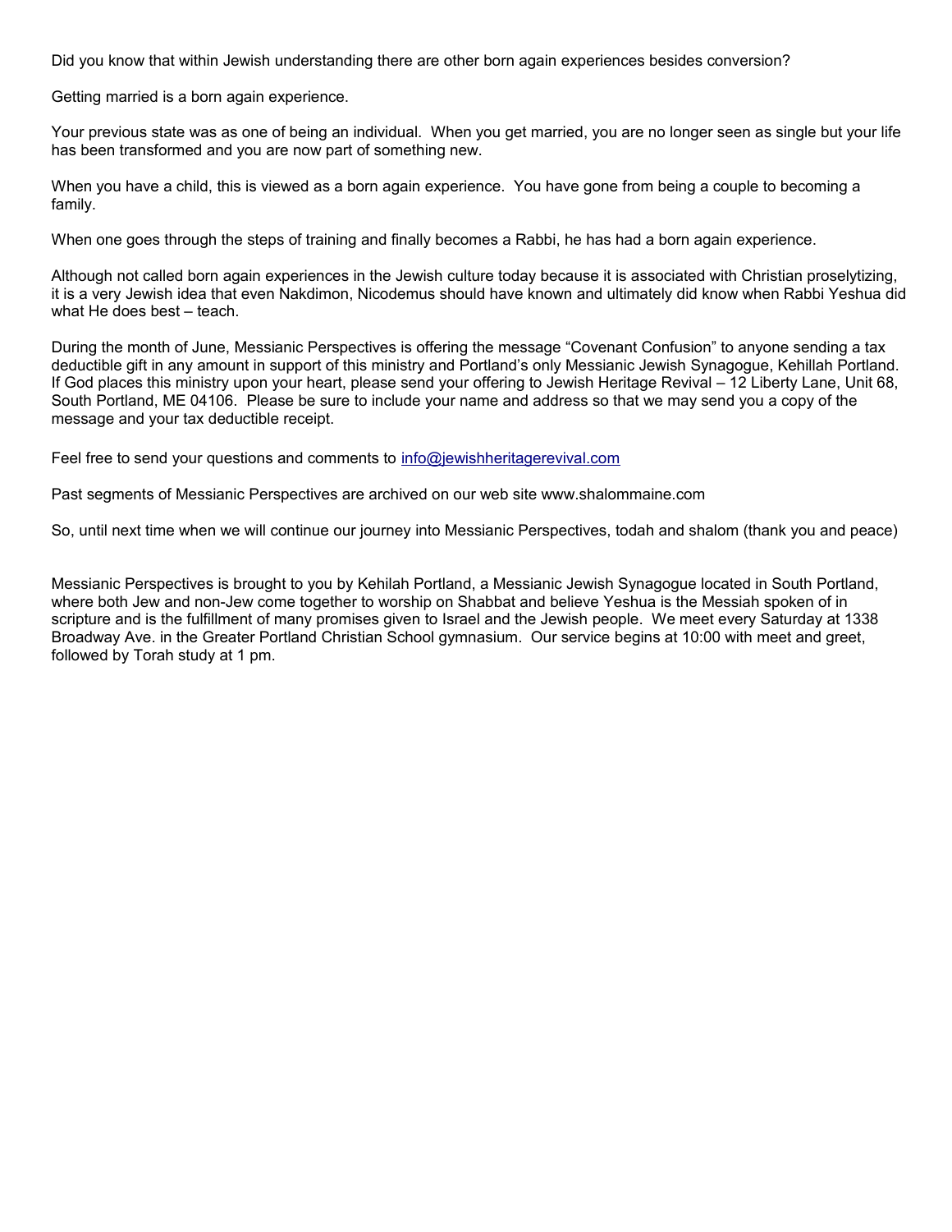Did you know that within Jewish understanding there are other born again experiences besides conversion?

Getting married is a born again experience.

Your previous state was as one of being an individual. When you get married, you are no longer seen as single but your life has been transformed and you are now part of something new.

When you have a child, this is viewed as a born again experience. You have gone from being a couple to becoming a family.

When one goes through the steps of training and finally becomes a Rabbi, he has had a born again experience.

Although not called born again experiences in the Jewish culture today because it is associated with Christian proselytizing, it is a very Jewish idea that even Nakdimon, Nicodemus should have known and ultimately did know when Rabbi Yeshua did what He does best – teach.

During the month of June, Messianic Perspectives is offering the message "Covenant Confusion" to anyone sending a tax deductible gift in any amount in support of this ministry and Portland's only Messianic Jewish Synagogue, Kehillah Portland. If God places this ministry upon your heart, please send your offering to Jewish Heritage Revival – 12 Liberty Lane, Unit 68, South Portland, ME 04106. Please be sure to include your name and address so that we may send you a copy of the message and your tax deductible receipt.

Feel free to send your questions and comments to info@jewishheritagerevival.com

Past segments of Messianic Perspectives are archived on our web site www.shalommaine.com

So, until next time when we will continue our journey into Messianic Perspectives, todah and shalom (thank you and peace)

Messianic Perspectives is brought to you by Kehilah Portland, a Messianic Jewish Synagogue located in South Portland, where both Jew and non-Jew come together to worship on Shabbat and believe Yeshua is the Messiah spoken of in scripture and is the fulfillment of many promises given to Israel and the Jewish people. We meet every Saturday at 1338 Broadway Ave. in the Greater Portland Christian School gymnasium. Our service begins at 10:00 with meet and greet, followed by Torah study at 1 pm.